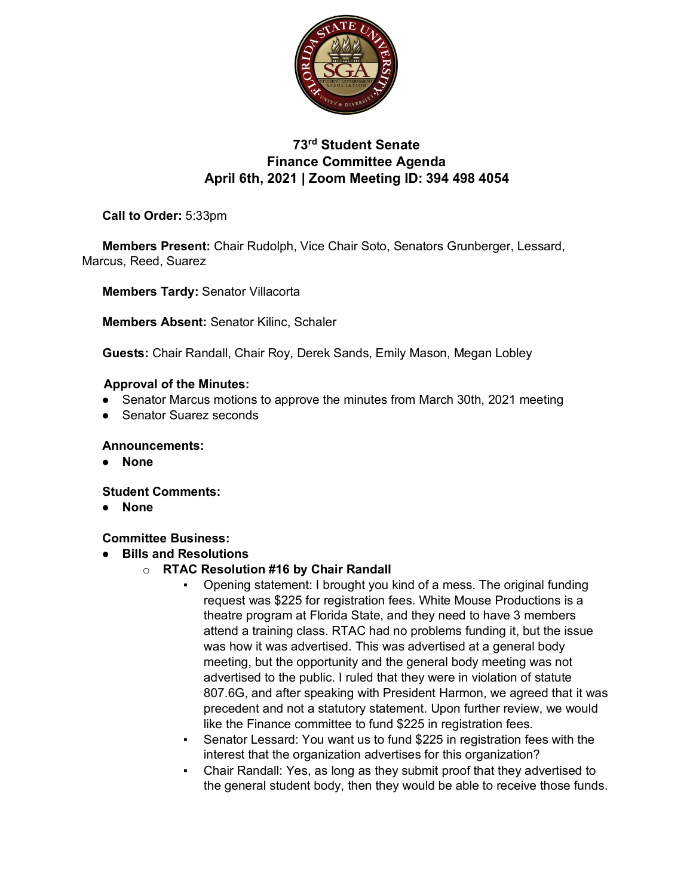# 73rd Student Senate
# Finance Committee Agenda
# April 6th, 2021 | Zoom Meeting ID: 394 498 4054

**Call to Order:** 5:33pm

**Members Present:** Chair Rudolph, Vice Chair Soto, Senators Grunberger, Lessard, Marcus, Reed, Suarez

**Members Tardy:** Senator Villacorta

**Members Absent:** Senator Kilinc, Schaler

**Guests:** Chair Randall, Chair Roy, Derek Sands, Emily Mason, Megan Lobley

**Approval of the Minutes:**

- Senator Marcus motions to approve the minutes from March 30th, 2021 meeting
- Senator Suarez seconds

**Announcements:**

- **None**

**Student Comments:**

- **None**

**Committee Business:**

- **Bills and Resolutions**
  - **RTAC Resolution #16 by Chair Randall**
    - Opening statement: I brought you kind of a mess. The original funding request was $225 for registration fees. White Mouse Productions is a theatre program at Florida State, and they need to have 3 members attend a training class. RTAC had no problems funding it, but the issue was how it was advertised. This was advertised at a general body meeting, but the opportunity and the general body meeting was not advertised to the public. I ruled that they were in violation of statute 807.6G, and after speaking with President Harmon, we agreed that it was precedent and not a statutory statement. Upon further review, we would like the Finance committee to fund $225 in registration fees.
    - Senator Lessard: You want us to fund $225 in registration fees with the interest that the organization advertises for this organization?
    - Chair Randall: Yes, as long as they submit proof that they advertised to the general student body, then they would be able to receive those funds.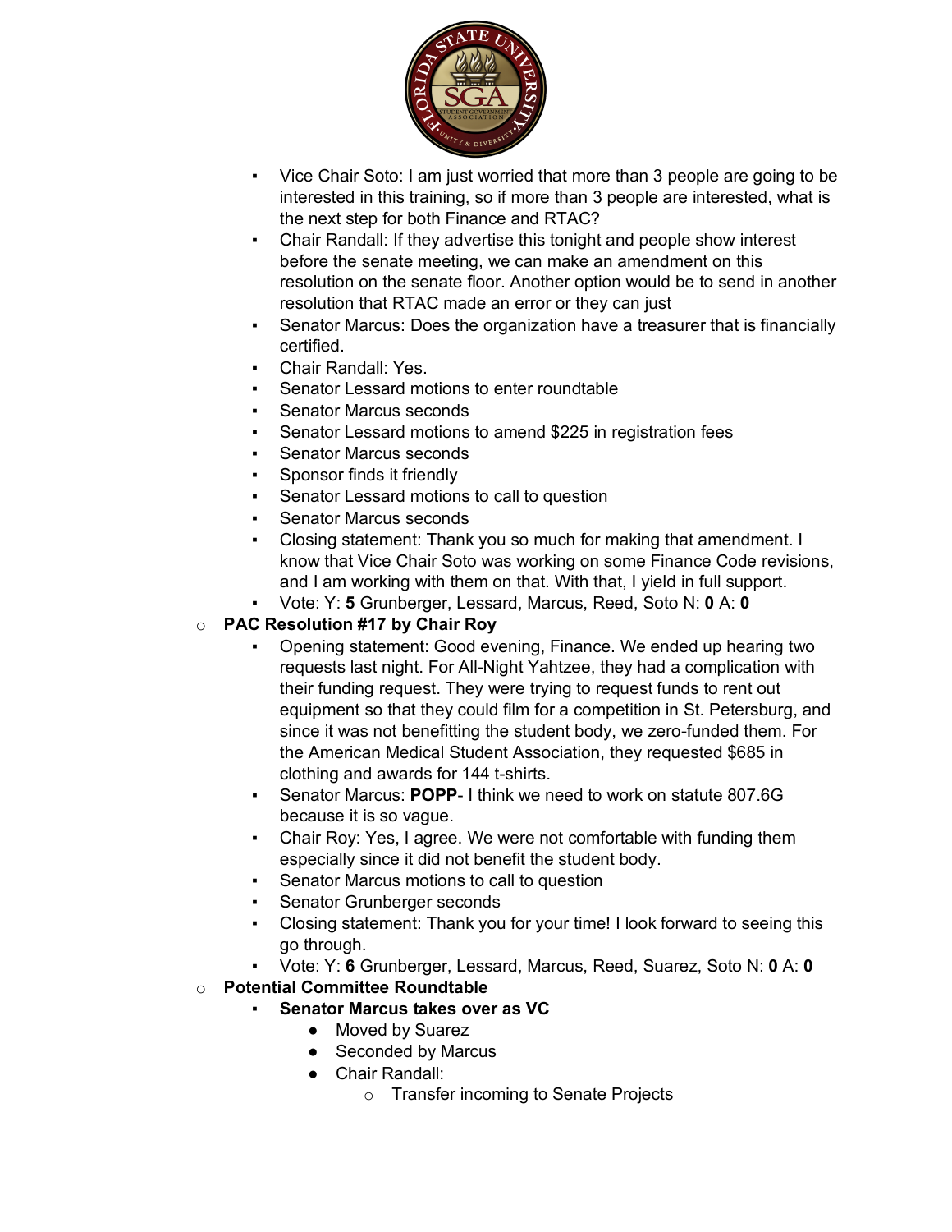- Vice Chair Soto: I am just worried that more than 3 people are going to be interested in this training, so if more than 3 people are interested, what is the next step for both Finance and RTAC?
- Chair Randall: If they advertise this tonight and people show interest before the senate meeting, we can make an amendment on this resolution on the senate floor. Another option would be to send in another resolution that RTAC made an error or they can just
- Senator Marcus: Does the organization have a treasurer that is financially certified.
- Chair Randall: Yes.
- Senator Lessard motions to enter roundtable
- Senator Marcus seconds
- Senator Lessard motions to amend $225 in registration fees
- Senator Marcus seconds
- Sponsor finds it friendly
- Senator Lessard motions to call to question
- Senator Marcus seconds
- Closing statement: Thank you so much for making that amendment. I know that Vice Chair Soto was working on some Finance Code revisions, and I am working with them on that. With that, I yield in full support.
- Vote: Y: **5** Grunberger, Lessard, Marcus, Reed, Soto N: **0** A: **0**

- **PAC Resolution #17 by Chair Roy**
  - Opening statement: Good evening, Finance. We ended up hearing two requests last night. For All-Night Yahtzee, they had a complication with their funding request. They were trying to request funds to rent out equipment so that they could film for a competition in St. Petersburg, and since it was not benefitting the student body, we zero-funded them. For the American Medical Student Association, they requested $685 in clothing and awards for 144 t-shirts.
  - Senator Marcus: **POPP**- I think we need to work on statute 807.6G because it is so vague.
  - Chair Roy: Yes, I agree. We were not comfortable with funding them especially since it did not benefit the student body.
  - Senator Marcus motions to call to question
  - Senator Grunberger seconds
  - Closing statement: Thank you for your time! I look forward to seeing this go through.
  - Vote: Y: **6** Grunberger, Lessard, Marcus, Reed, Suarez, Soto N: **0** A: **0**

- **Potential Committee Roundtable**
  - **Senator Marcus takes over as VC**
    - Moved by Suarez
    - Seconded by Marcus
    - Chair Randall:
      - Transfer incoming to Senate Projects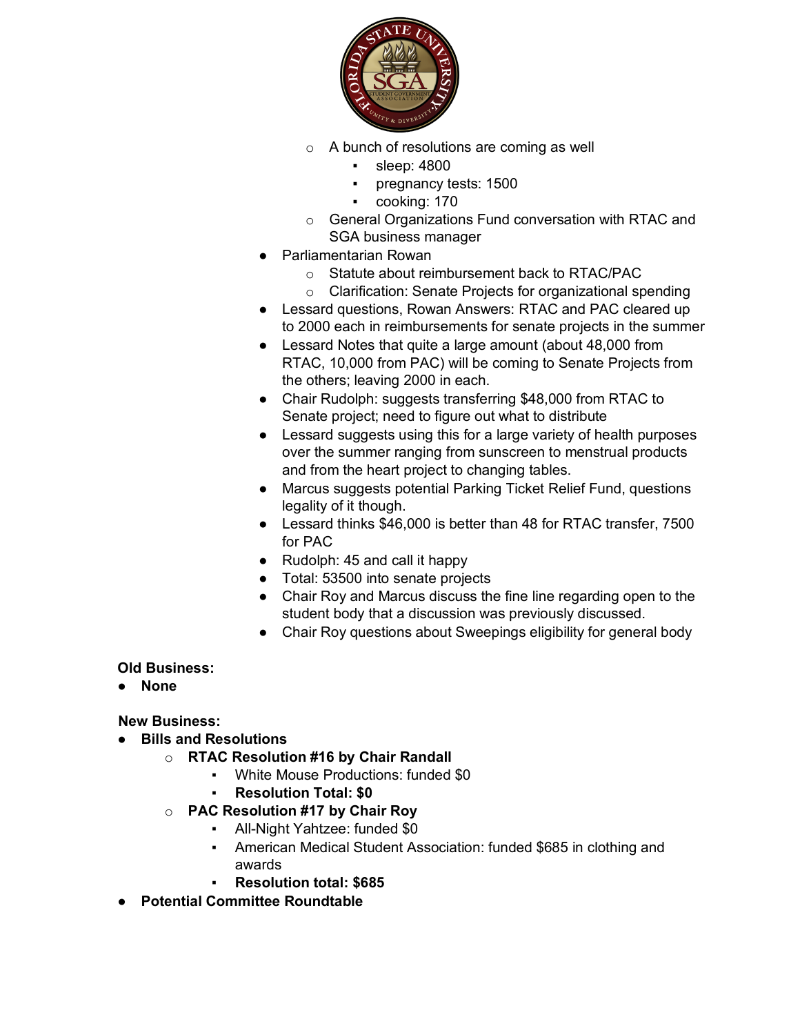- A bunch of resolutions are coming as well
  - sleep: 4800
  - pregnancy tests: 1500
  - cooking: 170
- General Organizations Fund conversation with RTAC and SGA business manager

- Parliamentarian Rowan
  - Statute about reimbursement back to RTAC/PAC
  - Clarification: Senate Projects for organizational spending
- Lessard questions, Rowan Answers: RTAC and PAC cleared up to 2000 each in reimbursements for senate projects in the summer
- Lessard Notes that quite a large amount (about 48,000 from RTAC, 10,000 from PAC) will be coming to Senate Projects from the others; leaving 2000 in each.
- Chair Rudolph: suggests transferring $48,000 from RTAC to Senate project; need to figure out what to distribute
- Lessard suggests using this for a large variety of health purposes over the summer ranging from sunscreen to menstrual products and from the heart project to changing tables.
- Marcus suggests potential Parking Ticket Relief Fund, questions legality of it though.
- Lessard thinks $46,000 is better than 48 for RTAC transfer, 7500 for PAC
- Rudolph: 45 and call it happy
- Total: 53500 into senate projects
- Chair Roy and Marcus discuss the fine line regarding open to the student body that a discussion was previously discussed.
- Chair Roy questions about Sweepings eligibility for general body

**Old Business:**

- **None**

**New Business:**

- **Bills and Resolutions**
  - **RTAC Resolution #16 by Chair Randall**
    - White Mouse Productions: funded $0
    - **Resolution Total: $0**
  - **PAC Resolution #17 by Chair Roy**
    - All-Night Yahtzee: funded $0
    - American Medical Student Association: funded $685 in clothing and awards
    - **Resolution total: $685**
- **Potential Committee Roundtable**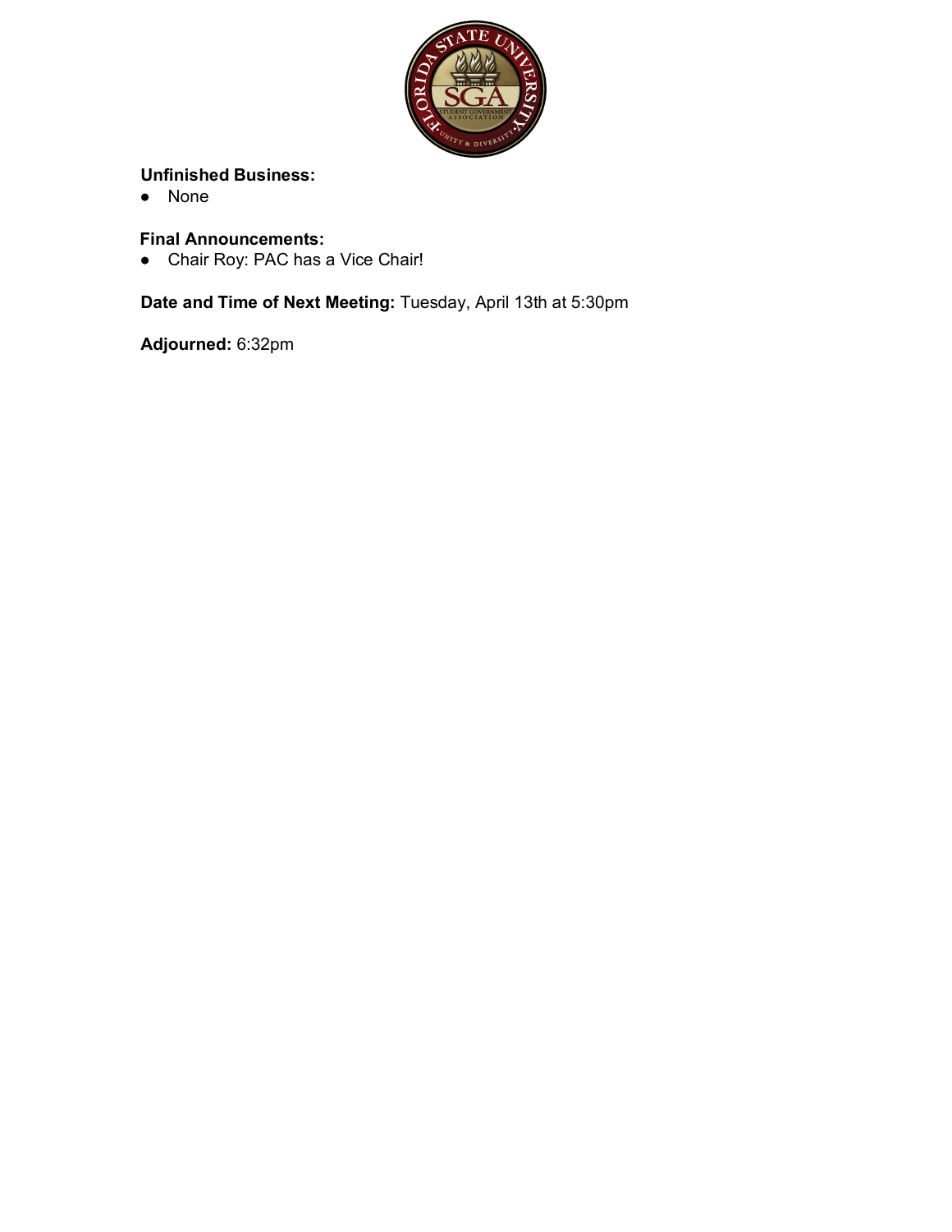**Unfinished Business:**

- None

**Final Announcements:**

- Chair Roy: PAC has a Vice Chair!

**Date and Time of Next Meeting:** Tuesday, April 13th at 5:30pm

**Adjourned:** 6:32pm